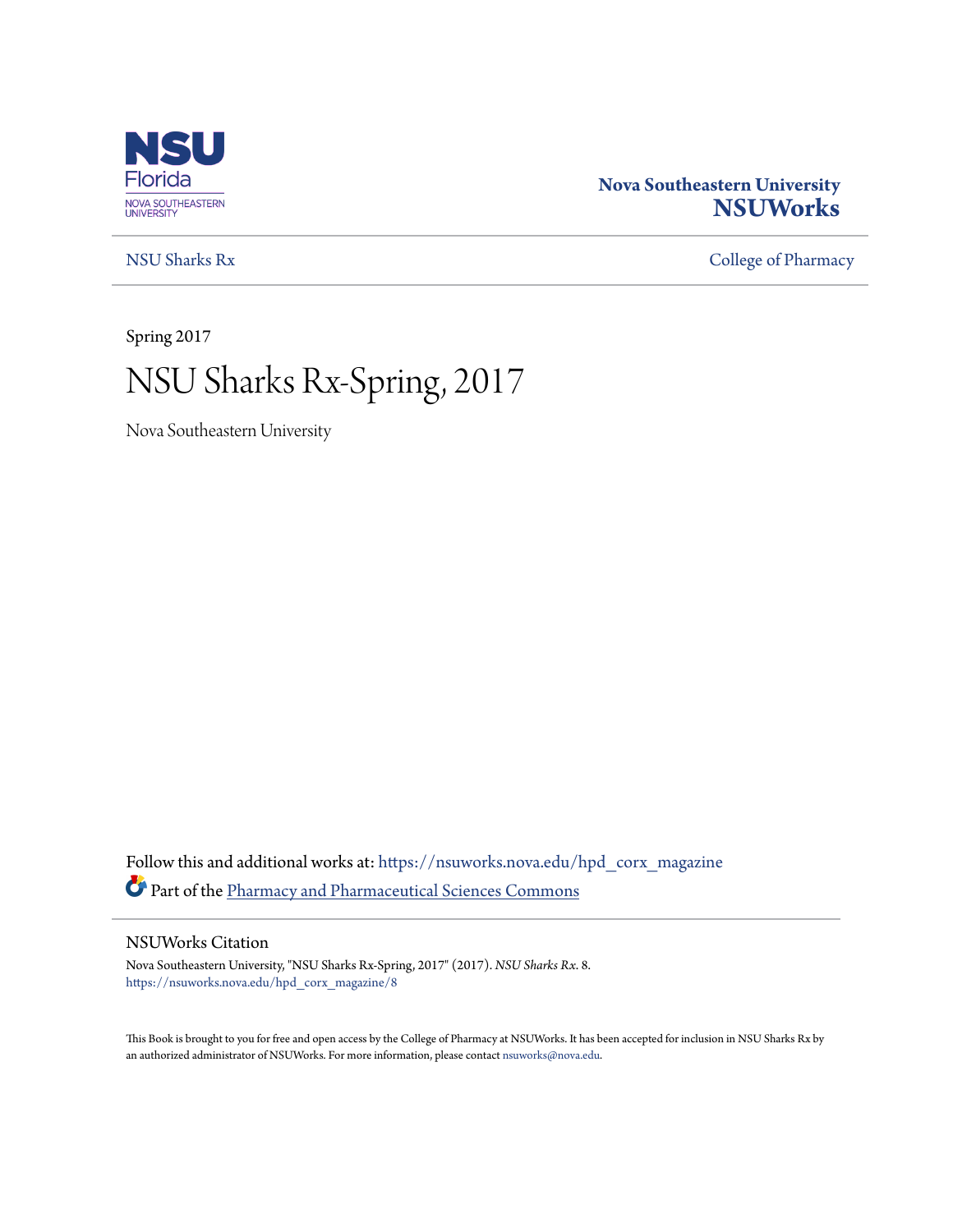NSU Florida
NOVA SOUTHEASTERN UNIVERSITY

**Nova Southeastern University**
**NSUWorks**

NSU Sharks Rx | College of Pharmacy

Spring 2017

# NSU Sharks Rx-Spring, 2017

Nova Southeastern University

Follow this and additional works at: https://nsuworks.nova.edu/hpd_corx_magazine

Part of the Pharmacy and Pharmaceutical Sciences Commons

## NSUWorks Citation

Nova Southeastern University, "NSU Sharks Rx-Spring, 2017" (2017). *NSU Sharks Rx*. 8.
https://nsuworks.nova.edu/hpd_corx_magazine/8

This Book is brought to you for free and open access by the College of Pharmacy at NSUWorks. It has been accepted for inclusion in NSU Sharks Rx by an authorized administrator of NSUWorks. For more information, please contact nsuworks@nova.edu.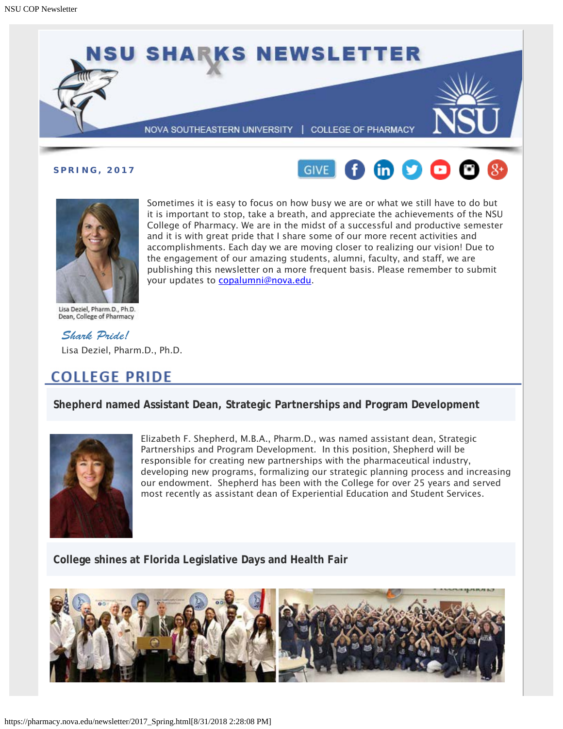# NSU SHARKS NEWSLETTER

NOVA SOUTHEASTERN UNIVERSITY | COLLEGE OF PHARMACY

**SPRING, 2017**

GIVE

Sometimes it is easy to focus on how busy we are or what we still have to do but it is important to stop, take a breath, and appreciate the achievements of the NSU College of Pharmacy. We are in the midst of a successful and productive semester and it is with great pride that I share some of our more recent activities and accomplishments. Each day we are moving closer to realizing our vision! Due to the engagement of our amazing students, alumni, faculty, and staff, we are publishing this newsletter on a more frequent basis. Please remember to submit your updates to copalumni@nova.edu.

Lisa Deziel, Pharm.D., Ph.D.
Dean, College of Pharmacy

*Shark Pride!*

Lisa Deziel, Pharm.D., Ph.D.

## COLLEGE PRIDE

### Shepherd named Assistant Dean, Strategic Partnerships and Program Development

Elizabeth F. Shepherd, M.B.A., Pharm.D., was named assistant dean, Strategic Partnerships and Program Development. In this position, Shepherd will be responsible for creating new partnerships with the pharmaceutical industry, developing new programs, formalizing our strategic planning process and increasing our endowment. Shepherd has been with the College for over 25 years and served most recently as assistant dean of Experiential Education and Student Services.

### College shines at Florida Legislative Days and Health Fair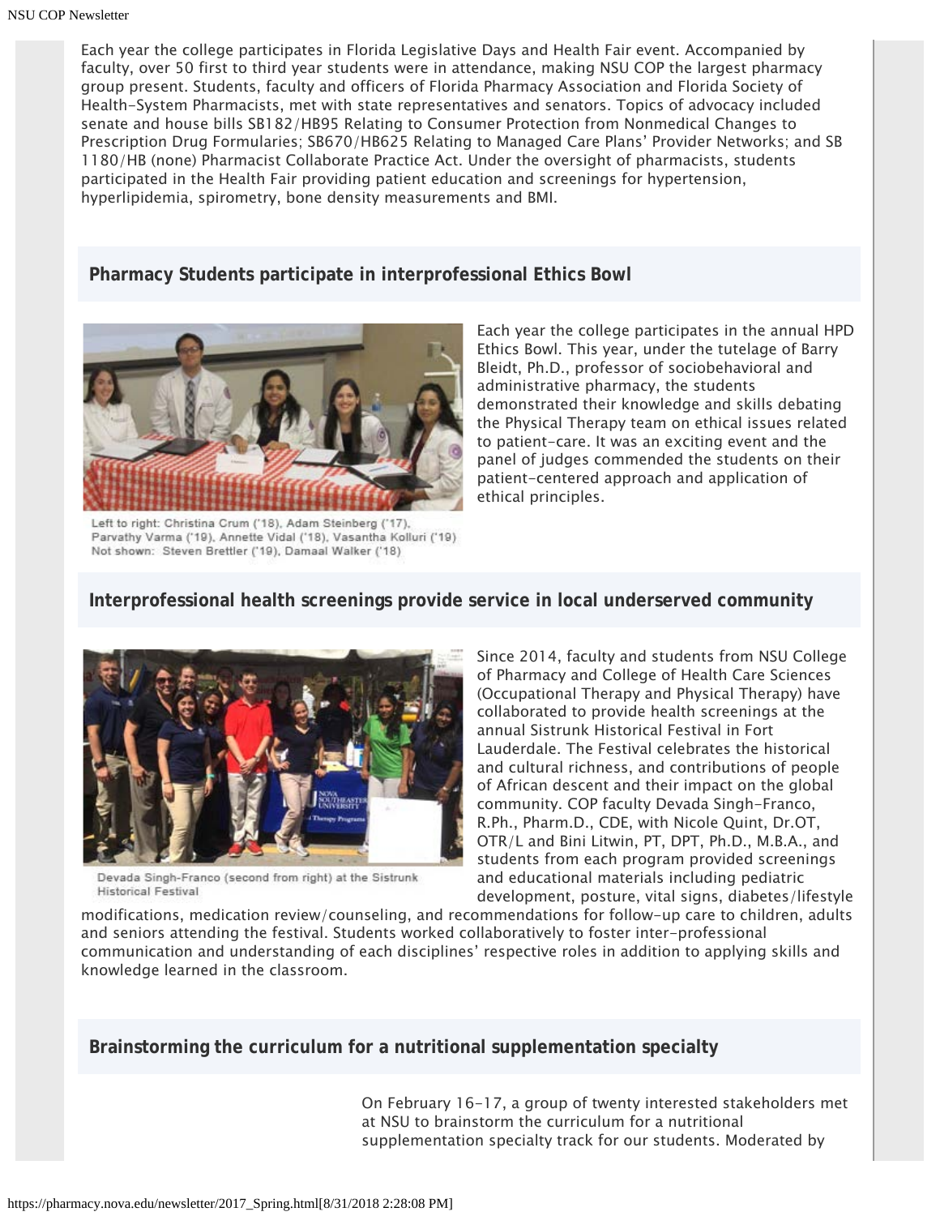Each year the college participates in Florida Legislative Days and Health Fair event. Accompanied by faculty, over 50 first to third year students were in attendance, making NSU COP the largest pharmacy group present. Students, faculty and officers of Florida Pharmacy Association and Florida Society of Health-System Pharmacists, met with state representatives and senators. Topics of advocacy included senate and house bills SB182/HB95 Relating to Consumer Protection from Nonmedical Changes to Prescription Drug Formularies; SB670/HB625 Relating to Managed Care Plans' Provider Networks; and SB 1180/HB (none) Pharmacist Collaborate Practice Act. Under the oversight of pharmacists, students participated in the Health Fair providing patient education and screenings for hypertension, hyperlipidemia, spirometry, bone density measurements and BMI.

## Pharmacy Students participate in interprofessional Ethics Bowl

Left to right: Christina Crum ('18), Adam Steinberg ('17), Parvathy Varma ('19), Annette Vidal ('18), Vasantha Kolluri ('19)
Not shown: Steven Brettler ('19), Damaal Walker ('18)

Each year the college participates in the annual HPD Ethics Bowl. This year, under the tutelage of Barry Bleidt, Ph.D., professor of sociobehavioral and administrative pharmacy, the students demonstrated their knowledge and skills debating the Physical Therapy team on ethical issues related to patient-care. It was an exciting event and the panel of judges commended the students on their patient-centered approach and application of ethical principles.

## Interprofessional health screenings provide service in local underserved community

Devada Singh-Franco (second from right) at the Sistrunk Historical Festival

Since 2014, faculty and students from NSU College of Pharmacy and College of Health Care Sciences (Occupational Therapy and Physical Therapy) have collaborated to provide health screenings at the annual Sistrunk Historical Festival in Fort Lauderdale. The Festival celebrates the historical and cultural richness, and contributions of people of African descent and their impact on the global community. COP faculty Devada Singh-Franco, R.Ph., Pharm.D., CDE, with Nicole Quint, Dr.OT, OTR/L and Bini Litwin, PT, DPT, Ph.D., M.B.A., and students from each program provided screenings and educational materials including pediatric development, posture, vital signs, diabetes/lifestyle modifications, medication review/counseling, and recommendations for follow-up care to children, adults and seniors attending the festival. Students worked collaboratively to foster inter-professional communication and understanding of each disciplines' respective roles in addition to applying skills and knowledge learned in the classroom.

## Brainstorming the curriculum for a nutritional supplementation specialty

On February 16-17, a group of twenty interested stakeholders met at NSU to brainstorm the curriculum for a nutritional supplementation specialty track for our students. Moderated by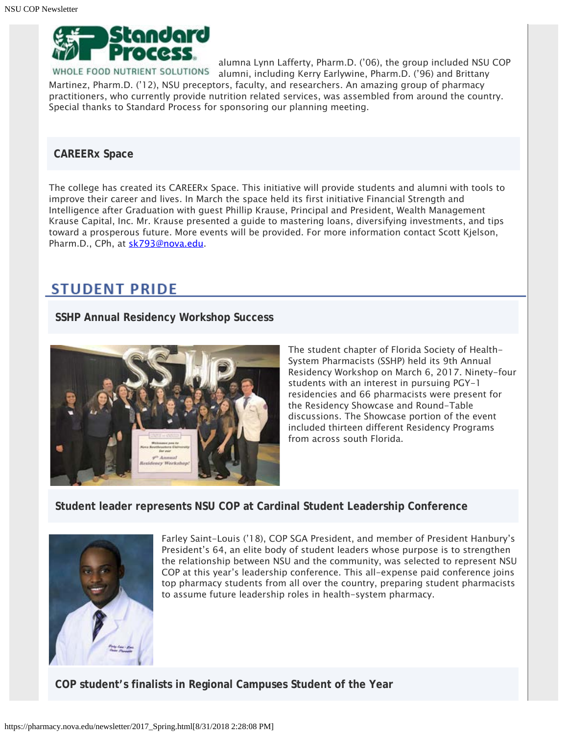alumna Lynn Lafferty, Pharm.D. ('06), the group included NSU COP alumni, including Kerry Earlywine, Pharm.D. ('96) and Brittany Martinez, Pharm.D. ('12), NSU preceptors, faculty, and researchers. An amazing group of pharmacy practitioners, who currently provide nutrition related services, was assembled from around the country. Special thanks to Standard Process for sponsoring our planning meeting.

### CAREERx Space

The college has created its CAREERx Space. This initiative will provide students and alumni with tools to improve their career and lives. In March the space held its first initiative Financial Strength and Intelligence after Graduation with guest Phillip Krause, Principal and President, Wealth Management Krause Capital, Inc. Mr. Krause presented a guide to mastering loans, diversifying investments, and tips toward a prosperous future. More events will be provided. For more information contact Scott Kjelson, Pharm.D., CPh, at sk793@nova.edu.

## STUDENT PRIDE

### SSHP Annual Residency Workshop Success

The student chapter of Florida Society of Health-System Pharmacists (SSHP) held its 9th Annual Residency Workshop on March 6, 2017. Ninety-four students with an interest in pursuing PGY-1 residencies and 66 pharmacists were present for the Residency Showcase and Round-Table discussions. The Showcase portion of the event included thirteen different Residency Programs from across south Florida.

### Student leader represents NSU COP at Cardinal Student Leadership Conference

Farley Saint-Louis ('18), COP SGA President, and member of President Hanbury's President's 64, an elite body of student leaders whose purpose is to strengthen the relationship between NSU and the community, was selected to represent NSU COP at this year's leadership conference. This all-expense paid conference joins top pharmacy students from all over the country, preparing student pharmacists to assume future leadership roles in health-system pharmacy.

### COP student's finalists in Regional Campuses Student of the Year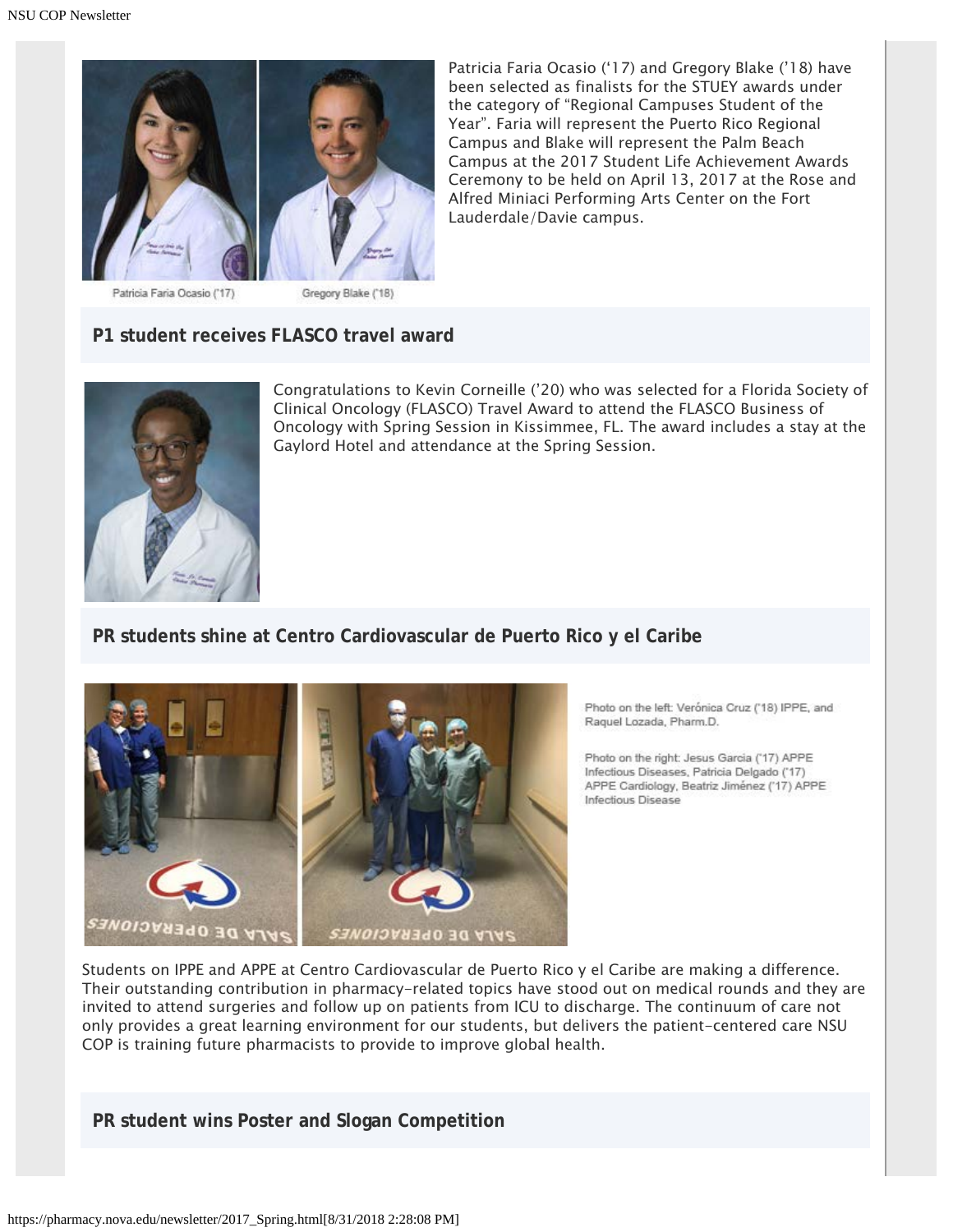Patricia Faria Ocasio ('17)    Gregory Blake ('18)

Patricia Faria Ocasio ('17) and Gregory Blake ('18) have been selected as finalists for the STUEY awards under the category of "Regional Campuses Student of the Year". Faria will represent the Puerto Rico Regional Campus and Blake will represent the Palm Beach Campus at the 2017 Student Life Achievement Awards Ceremony to be held on April 13, 2017 at the Rose and Alfred Miniaci Performing Arts Center on the Fort Lauderdale/Davie campus.

## P1 student receives FLASCO travel award

Congratulations to Kevin Corneille ('20) who was selected for a Florida Society of Clinical Oncology (FLASCO) Travel Award to attend the FLASCO Business of Oncology with Spring Session in Kissimmee, FL. The award includes a stay at the Gaylord Hotel and attendance at the Spring Session.

## PR students shine at Centro Cardiovascular de Puerto Rico y el Caribe

Photo on the left: Verónica Cruz ('18) IPPE, and Raquel Lozada, Pharm.D.

Photo on the right: Jesus Garcia ('17) APPE Infectious Diseases, Patricia Delgado ('17) APPE Cardiology, Beatriz Jiménez ('17) APPE Infectious Disease

Students on IPPE and APPE at Centro Cardiovascular de Puerto Rico y el Caribe are making a difference. Their outstanding contribution in pharmacy-related topics have stood out on medical rounds and they are invited to attend surgeries and follow up on patients from ICU to discharge. The continuum of care not only provides a great learning environment for our students, but delivers the patient-centered care NSU COP is training future pharmacists to provide to improve global health.

## PR student wins Poster and Slogan Competition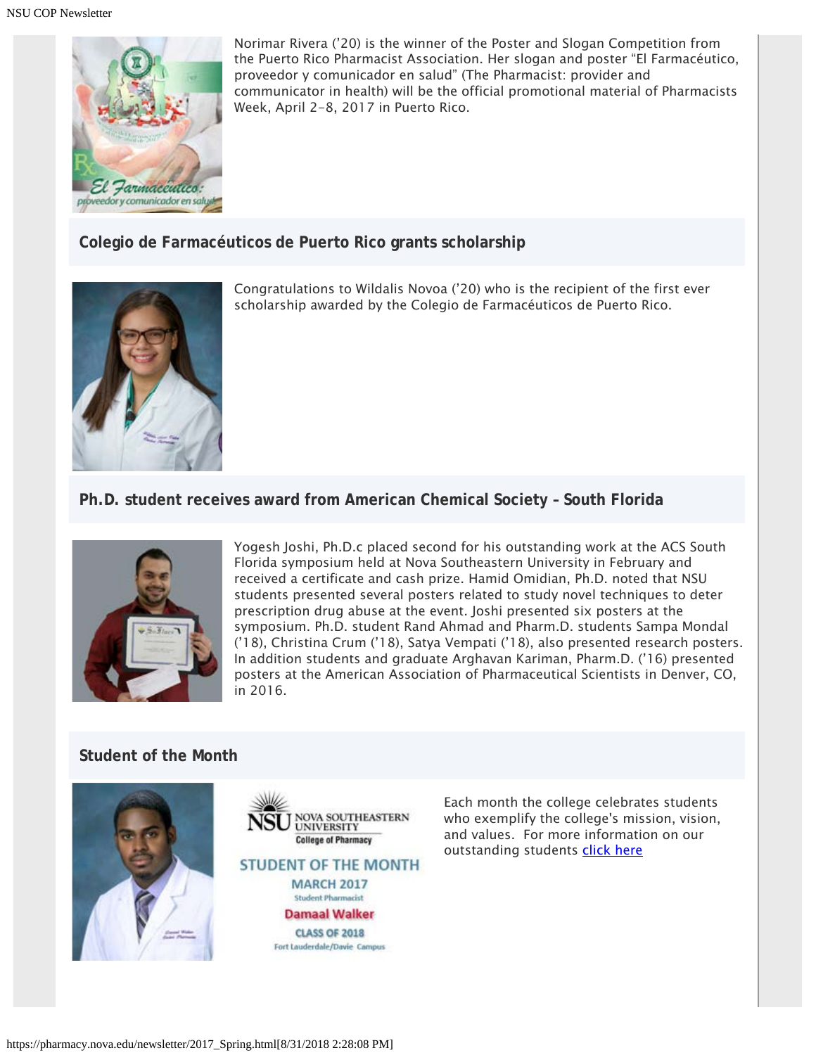Norimar Rivera ('20) is the winner of the Poster and Slogan Competition from the Puerto Rico Pharmacist Association. Her slogan and poster "El Farmacéutico, proveedor y comunicador en salud" (The Pharmacist: provider and communicator in health) will be the official promotional material of Pharmacists Week, April 2-8, 2017 in Puerto Rico.

## Colegio de Farmacéuticos de Puerto Rico grants scholarship

Congratulations to Wildalis Novoa ('20) who is the recipient of the first ever scholarship awarded by the Colegio de Farmacéuticos de Puerto Rico.

## Ph.D. student receives award from American Chemical Society - South Florida

Yogesh Joshi, Ph.D.c placed second for his outstanding work at the ACS South Florida symposium held at Nova Southeastern University in February and received a certificate and cash prize. Hamid Omidian, Ph.D. noted that NSU students presented several posters related to study novel techniques to deter prescription drug abuse at the event. Joshi presented six posters at the symposium. Ph.D. student Rand Ahmad and Pharm.D. students Sampa Mondal ('18), Christina Crum ('18), Satya Vempati ('18), also presented research posters. In addition students and graduate Arghavan Kariman, Pharm.D. ('16) presented posters at the American Association of Pharmaceutical Scientists in Denver, CO, in 2016.

## Student of the Month

NOVA SOUTHEASTERN UNIVERSITY
College of Pharmacy

STUDENT OF THE MONTH
MARCH 2017
Student Pharmacist
Damaal Walker
CLASS OF 2018
Fort Lauderdale/Davie Campus

Each month the college celebrates students who exemplify the college's mission, vision, and values. For more information on our outstanding students [click here]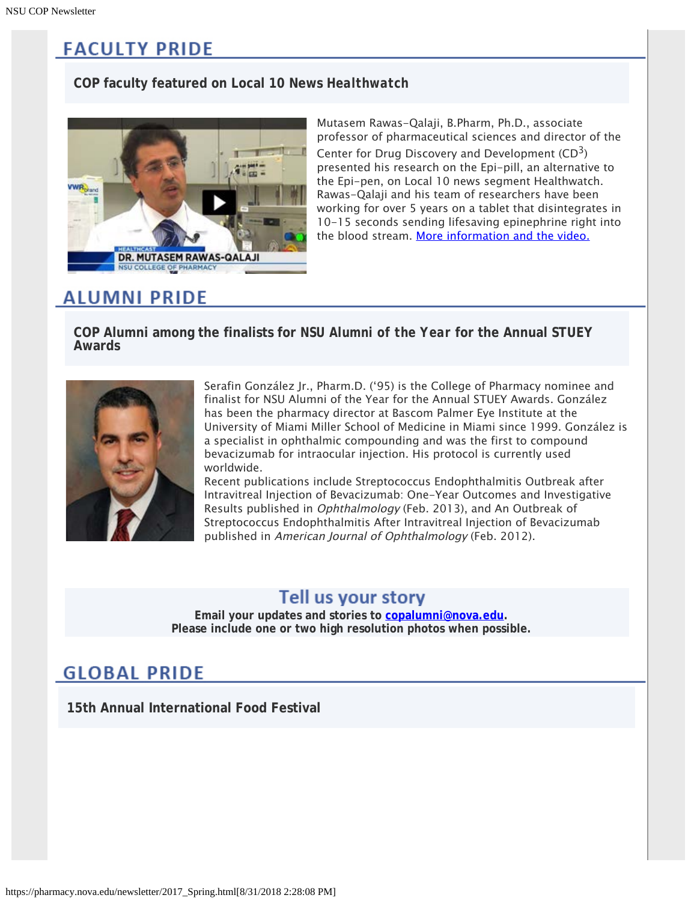## FACULTY PRIDE

### COP faculty featured on Local 10 News Healthwatch

Mutasem Rawas-Qalaji, B.Pharm, Ph.D., associate professor of pharmaceutical sciences and director of the Center for Drug Discovery and Development ($CD^3$) presented his research on the Epi-pill, an alternative to the Epi-pen, on Local 10 news segment Healthwatch. Rawas-Qalaji and his team of researchers have been working for over 5 years on a tablet that disintegrates in 10-15 seconds sending lifesaving epinephrine right into the blood stream. More information and the video.

## ALUMNI PRIDE

### COP Alumni among the finalists for NSU Alumni of the Year for the Annual STUEY Awards

Serafin González Jr., Pharm.D. ('95) is the College of Pharmacy nominee and finalist for NSU Alumni of the Year for the Annual STUEY Awards. González has been the pharmacy director at Bascom Palmer Eye Institute at the University of Miami Miller School of Medicine in Miami since 1999. González is a specialist in ophthalmic compounding and was the first to compound bevacizumab for intraocular injection. His protocol is currently used worldwide.

Recent publications include Streptococcus Endophthalmitis Outbreak after Intravitreal Injection of Bevacizumab: One-Year Outcomes and Investigative Results published in *Ophthalmology* (Feb. 2013), and An Outbreak of Streptococcus Endophthalmitis After Intravitreal Injection of Bevacizumab published in *American Journal of Ophthalmology* (Feb. 2012).

### Tell us your story

**Email your updates and stories to copalumni@nova.edu.**
**Please include one or two high resolution photos when possible.**

## GLOBAL PRIDE

### 15th Annual International Food Festival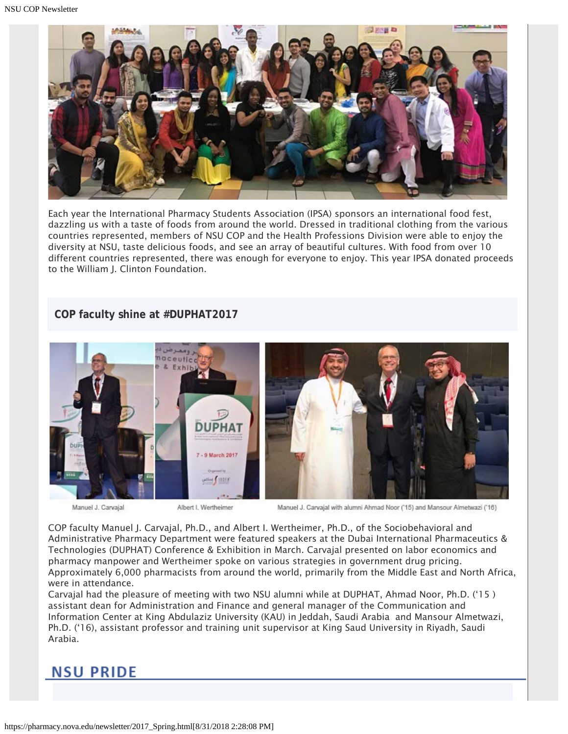Each year the International Pharmacy Students Association (IPSA) sponsors an international food fest, dazzling us with a taste of foods from around the world. Dressed in traditional clothing from the various countries represented, members of NSU COP and the Health Professions Division were able to enjoy the diversity at NSU, taste delicious foods, and see an array of beautiful cultures. With food from over 10 different countries represented, there was enough for everyone to enjoy. This year IPSA donated proceeds to the William J. Clinton Foundation.

## COP faculty shine at #DUPHAT2017

Manuel J. Carvajal

Albert I. Wertheimer

Manuel J. Carvajal with alumni Ahmad Noor ('15) and Mansour Almetwazi ('16)

COP faculty Manuel J. Carvajal, Ph.D., and Albert I. Wertheimer, Ph.D., of the Sociobehavioral and Administrative Pharmacy Department were featured speakers at the Dubai International Pharmaceutics & Technologies (DUPHAT) Conference & Exhibition in March. Carvajal presented on labor economics and pharmacy manpower and Wertheimer spoke on various strategies in government drug pricing. Approximately 6,000 pharmacists from around the world, primarily from the Middle East and North Africa, were in attendance.

Carvajal had the pleasure of meeting with two NSU alumni while at DUPHAT, Ahmad Noor, Ph.D. ('15 ) assistant dean for Administration and Finance and general manager of the Communication and Information Center at King Abdulaziz University (KAU) in Jeddah, Saudi Arabia and Mansour Almetwazi, Ph.D. ('16), assistant professor and training unit supervisor at King Saud University in Riyadh, Saudi Arabia.

# NSU PRIDE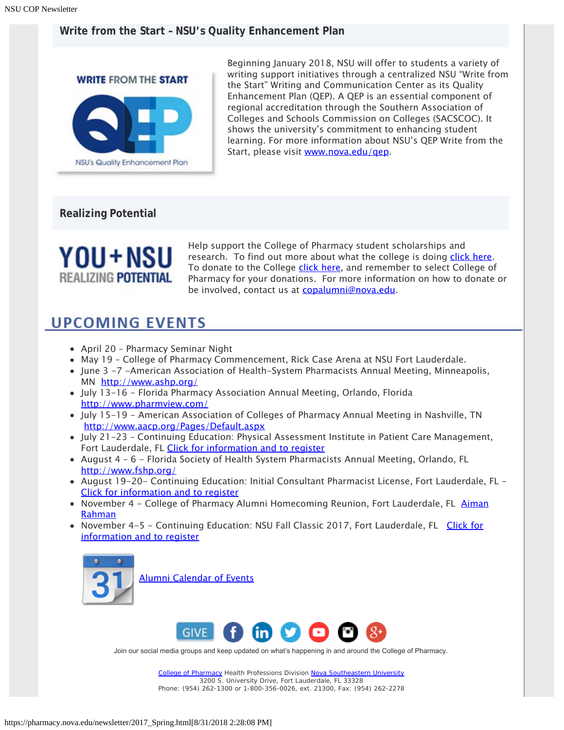## Write from the Start - NSU's Quality Enhancement Plan

Beginning January 2018, NSU will offer to students a variety of writing support initiatives through a centralized NSU "Write from the Start" Writing and Communication Center as its Quality Enhancement Plan (QEP). A QEP is an essential component of regional accreditation through the Southern Association of Colleges and Schools Commission on Colleges (SACSCOC). It shows the university's commitment to enhancing student learning. For more information about NSU's QEP Write from the Start, please visit www.nova.edu/qep.

## Realizing Potential

Help support the College of Pharmacy student scholarships and research. To find out more about what the college is doing click here. To donate to the College click here, and remember to select College of Pharmacy for your donations. For more information on how to donate or be involved, contact us at copalumni@nova.edu.

# UPCOMING EVENTS

- April 20 – Pharmacy Seminar Night
- May 19 – College of Pharmacy Commencement, Rick Case Arena at NSU Fort Lauderdale.
- June 3 -7 –American Association of Health-System Pharmacists Annual Meeting, Minneapolis, MN http://www.ashp.org/
- July 13-16 – Florida Pharmacy Association Annual Meeting, Orlando, Florida http://www.pharmview.com/
- July 15-19 – American Association of Colleges of Pharmacy Annual Meeting in Nashville, TN http://www.aacp.org/Pages/Default.aspx
- July 21-23 – Continuing Education: Physical Assessment Institute in Patient Care Management, Fort Lauderdale, FL Click for information and to register
- August 4 – 6 – Florida Society of Health System Pharmacists Annual Meeting, Orlando, FL http://www.fshp.org/
- August 19-20– Continuing Education: Initial Consultant Pharmacist License, Fort Lauderdale, FL – Click for information and to register
- November 4 – College of Pharmacy Alumni Homecoming Reunion, Fort Lauderdale, FL Aiman Rahman
- November 4-5 – Continuing Education: NSU Fall Classic 2017, Fort Lauderdale, FL Click for information and to register

Alumni Calendar of Events

Join our social media groups and keep updated on what's happening in and around the College of Pharmacy.

College of Pharmacy Health Professions Division Nova Southeastern University
3200 S. University Drive, Fort Lauderdale, FL 33328
Phone: (954) 262-1300 or 1-800-356-0026, ext. 21300, Fax: (954) 262-2278